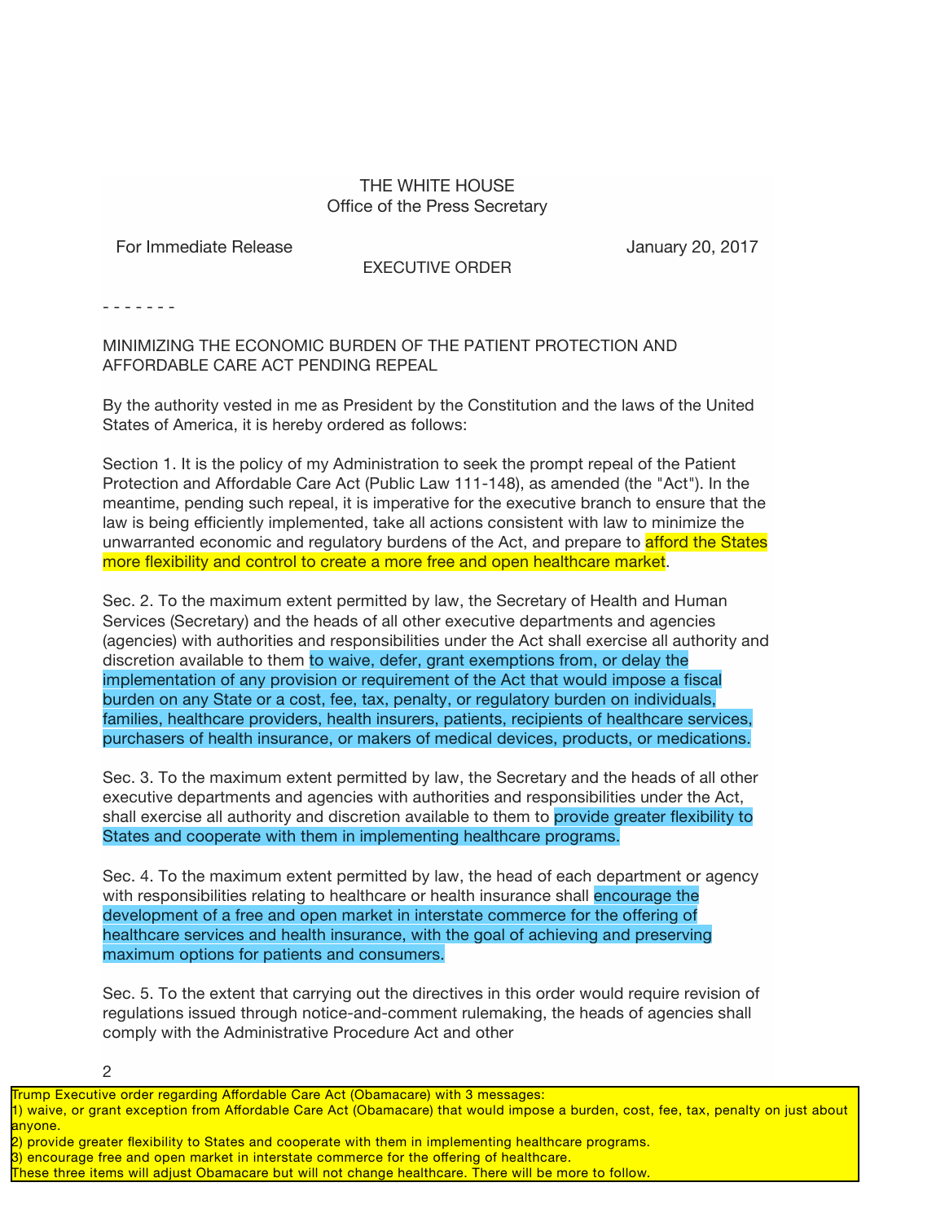THE WHITE HOUSE
Office of the Press Secretary

For Immediate Release January 20, 2017

EXECUTIVE ORDER

\- - - - - - -

# MINIMIZING THE ECONOMIC BURDEN OF THE PATIENT PROTECTION AND AFFORDABLE CARE ACT PENDING REPEAL

By the authority vested in me as President by the Constitution and the laws of the United States of America, it is hereby ordered as follows:

Section 1. It is the policy of my Administration to seek the prompt repeal of the Patient Protection and Affordable Care Act (Public Law 111-148), as amended (the "Act"). In the meantime, pending such repeal, it is imperative for the executive branch to ensure that the law is being efficiently implemented, take all actions consistent with law to minimize the unwarranted economic and regulatory burdens of the Act, and prepare to afford the States more flexibility and control to create a more free and open healthcare market.

Sec. 2. To the maximum extent permitted by law, the Secretary of Health and Human Services (Secretary) and the heads of all other executive departments and agencies (agencies) with authorities and responsibilities under the Act shall exercise all authority and discretion available to them to waive, defer, grant exemptions from, or delay the implementation of any provision or requirement of the Act that would impose a fiscal burden on any State or a cost, fee, tax, penalty, or regulatory burden on individuals, families, healthcare providers, health insurers, patients, recipients of healthcare services, purchasers of health insurance, or makers of medical devices, products, or medications.

Sec. 3. To the maximum extent permitted by law, the Secretary and the heads of all other executive departments and agencies with authorities and responsibilities under the Act, shall exercise all authority and discretion available to them to provide greater flexibility to States and cooperate with them in implementing healthcare programs.

Sec. 4. To the maximum extent permitted by law, the head of each department or agency with responsibilities relating to healthcare or health insurance shall encourage the development of a free and open market in interstate commerce for the offering of healthcare services and health insurance, with the goal of achieving and preserving maximum options for patients and consumers.

Sec. 5. To the extent that carrying out the directives in this order would require revision of regulations issued through notice-and-comment rulemaking, the heads of agencies shall comply with the Administrative Procedure Act and other

Trump Executive order regarding Affordable Care Act (Obamacare) with 3 messages:
1) waive, or grant exception from Affordable Care Act (Obamacare) that would impose a burden, cost, fee, tax, penalty on just about anyone.
2) provide greater flexibility to States and cooperate with them in implementing healthcare programs.
3) encourage free and open market in interstate commerce for the offering of healthcare.
These three items will adjust Obamacare but will not change healthcare. There will be more to follow.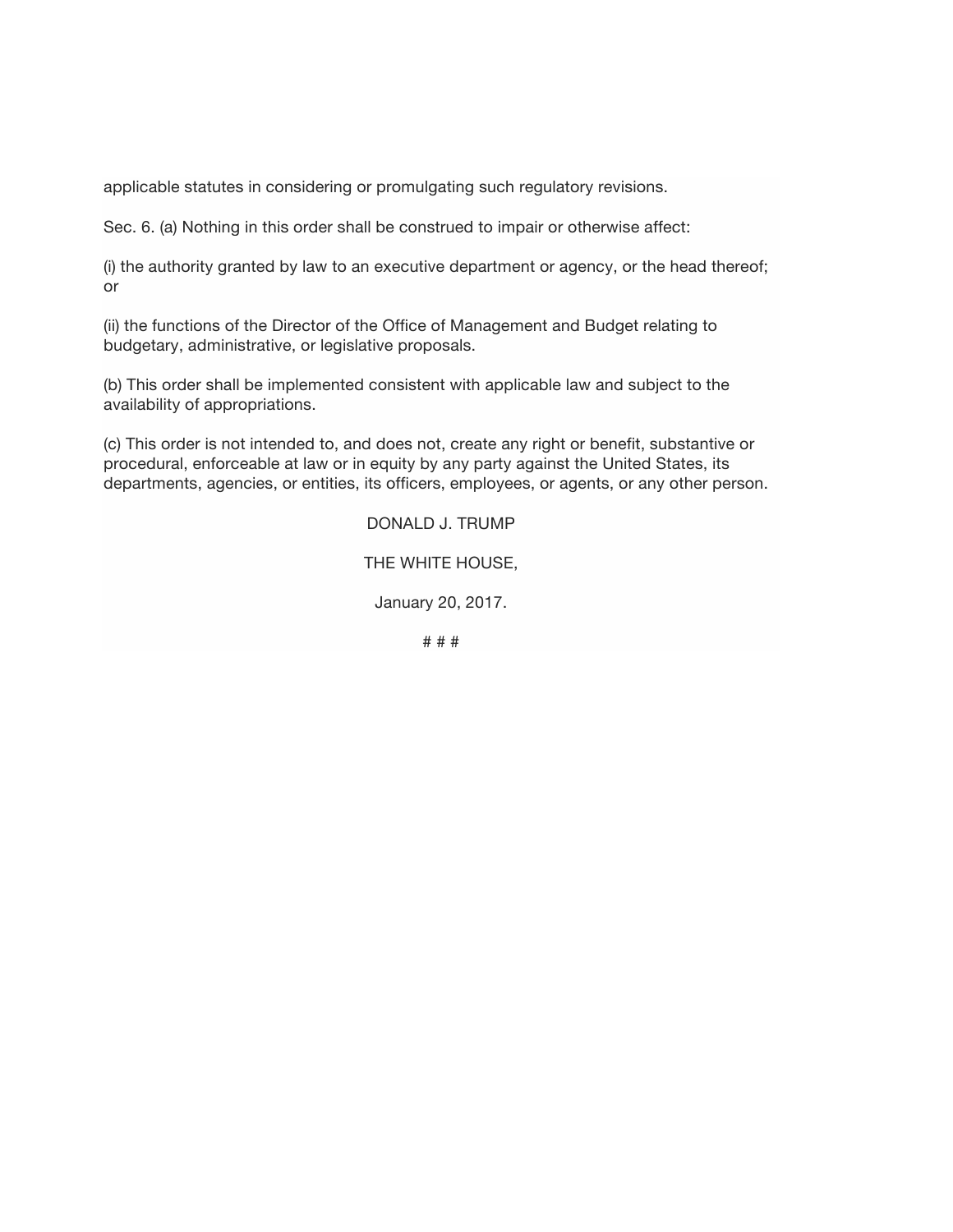applicable statutes in considering or promulgating such regulatory revisions.

Sec. 6. (a) Nothing in this order shall be construed to impair or otherwise affect:

(i) the authority granted by law to an executive department or agency, or the head thereof; or

(ii) the functions of the Director of the Office of Management and Budget relating to budgetary, administrative, or legislative proposals.

(b) This order shall be implemented consistent with applicable law and subject to the availability of appropriations.

(c) This order is not intended to, and does not, create any right or benefit, substantive or procedural, enforceable at law or in equity by any party against the United States, its departments, agencies, or entities, its officers, employees, or agents, or any other person.

DONALD J. TRUMP

THE WHITE HOUSE,

January 20, 2017.

# # #